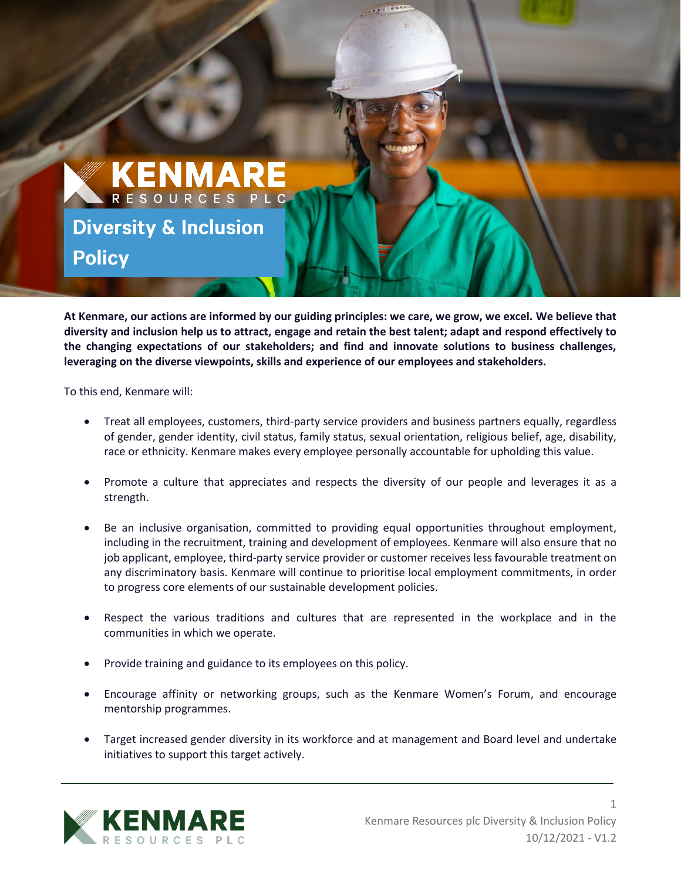# Diversity & Inclusion Policy

**At Kenmare, our actions are informed by our guiding principles: we care, we grow, we excel. We believe that diversity and inclusion help us to attract, engage and retain the best talent; adapt and respond effectively to the changing expectations of our stakeholders; and find and innovate solutions to business challenges, leveraging on the diverse viewpoints, skills and experience of our employees and stakeholders.**

To this end, Kenmare will:

- Treat all employees, customers, third-party service providers and business partners equally, regardless of gender, gender identity, civil status, family status, sexual orientation, religious belief, age, disability, race or ethnicity. Kenmare makes every employee personally accountable for upholding this value.

- Promote a culture that appreciates and respects the diversity of our people and leverages it as a strength.

- Be an inclusive organisation, committed to providing equal opportunities throughout employment, including in the recruitment, training and development of employees. Kenmare will also ensure that no job applicant, employee, third-party service provider or customer receives less favourable treatment on any discriminatory basis. Kenmare will continue to prioritise local employment commitments, in order to progress core elements of our sustainable development policies.

- Respect the various traditions and cultures that are represented in the workplace and in the communities in which we operate.

- Provide training and guidance to its employees on this policy.

- Encourage affinity or networking groups, such as the Kenmare Women's Forum, and encourage mentorship programmes.

- Target increased gender diversity in its workforce and at management and Board level and undertake initiatives to support this target actively.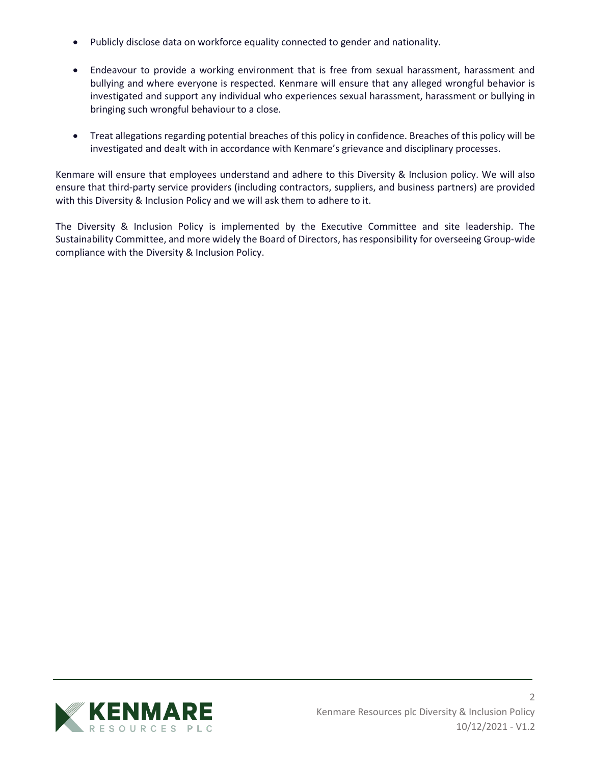- Publicly disclose data on workforce equality connected to gender and nationality.

- Endeavour to provide a working environment that is free from sexual harassment, harassment and bullying and where everyone is respected. Kenmare will ensure that any alleged wrongful behavior is investigated and support any individual who experiences sexual harassment, harassment or bullying in bringing such wrongful behaviour to a close.

- Treat allegations regarding potential breaches of this policy in confidence. Breaches of this policy will be investigated and dealt with in accordance with Kenmare's grievance and disciplinary processes.

Kenmare will ensure that employees understand and adhere to this Diversity & Inclusion policy. We will also ensure that third-party service providers (including contractors, suppliers, and business partners) are provided with this Diversity & Inclusion Policy and we will ask them to adhere to it.

The Diversity & Inclusion Policy is implemented by the Executive Committee and site leadership. The Sustainability Committee, and more widely the Board of Directors, has responsibility for overseeing Group-wide compliance with the Diversity & Inclusion Policy.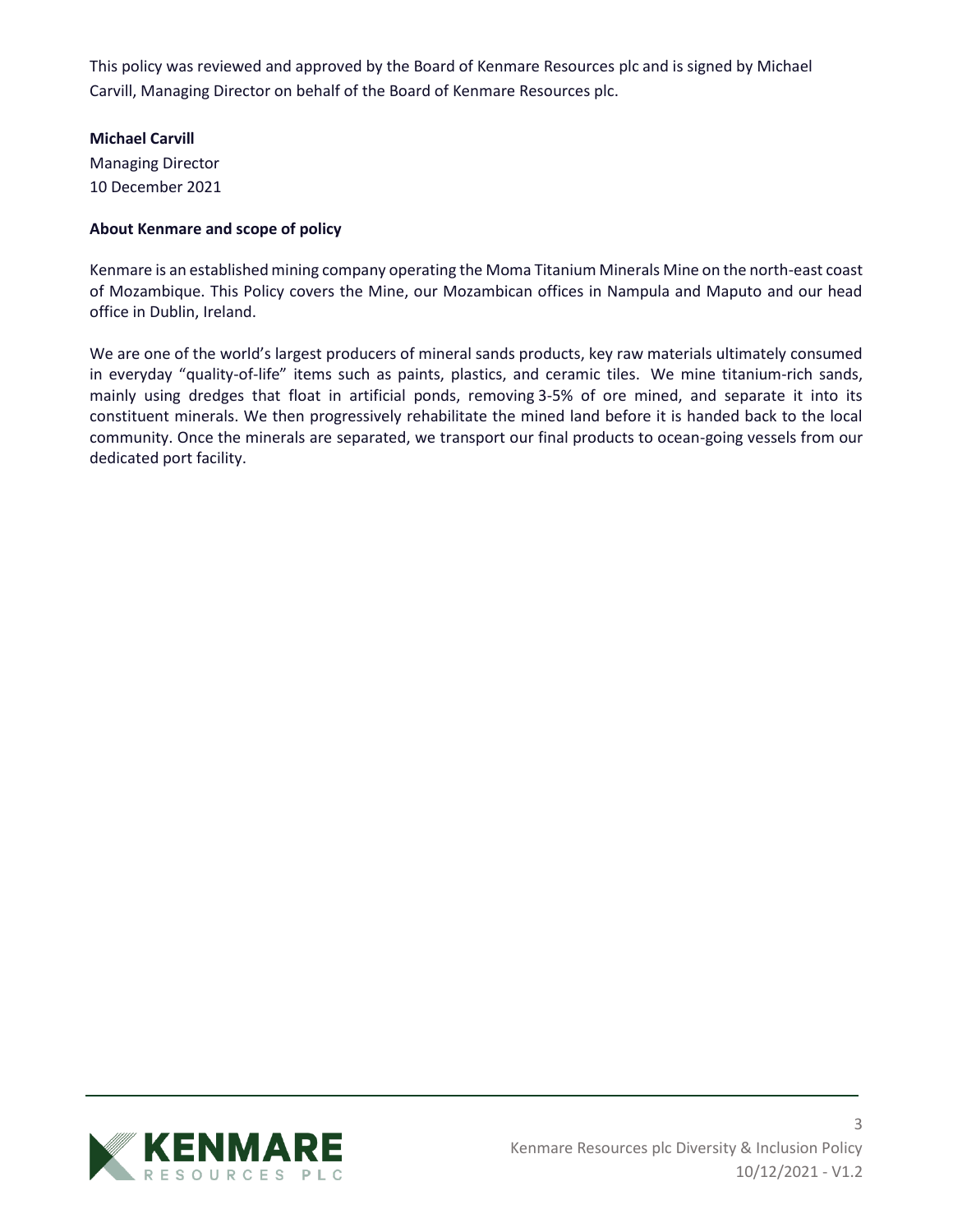This policy was reviewed and approved by the Board of Kenmare Resources plc and is signed by Michael Carvill, Managing Director on behalf of the Board of Kenmare Resources plc.

**Michael Carvill**
Managing Director
10 December 2021

**About Kenmare and scope of policy**

Kenmare is an established mining company operating the Moma Titanium Minerals Mine on the north-east coast of Mozambique. This Policy covers the Mine, our Mozambican offices in Nampula and Maputo and our head office in Dublin, Ireland.

We are one of the world's largest producers of mineral sands products, key raw materials ultimately consumed in everyday "quality-of-life" items such as paints, plastics, and ceramic tiles. We mine titanium-rich sands, mainly using dredges that float in artificial ponds, removing 3-5% of ore mined, and separate it into its constituent minerals. We then progressively rehabilitate the mined land before it is handed back to the local community. Once the minerals are separated, we transport our final products to ocean-going vessels from our dedicated port facility.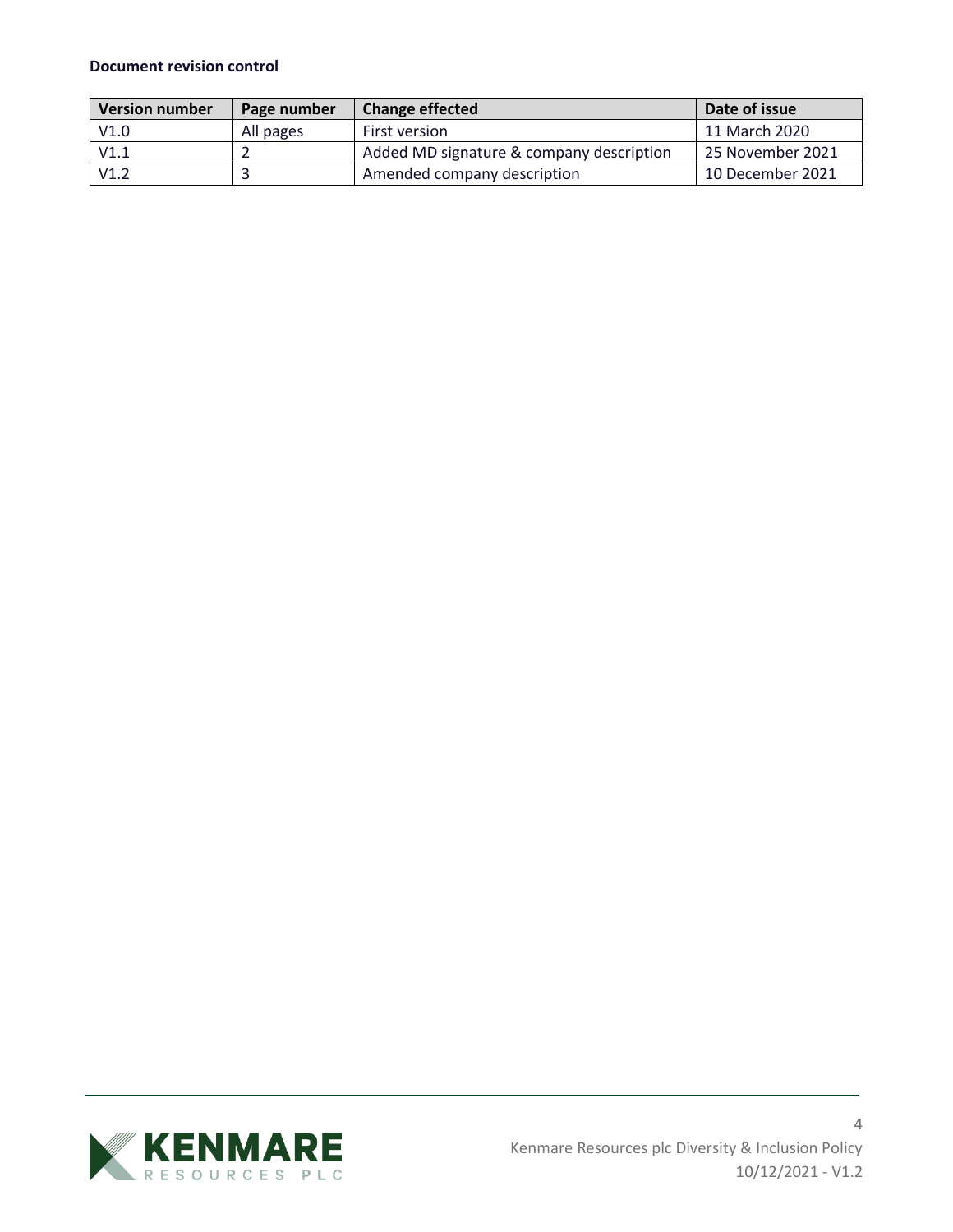**Document revision control**

| Version number | Page number | Change effected | Date of issue |
| --- | --- | --- | --- |
| V1.0 | All pages | First version | 11 March 2020 |
| V1.1 | 2 | Added MD signature & company description | 25 November 2021 |
| V1.2 | 3 | Amended company description | 10 December 2021 |